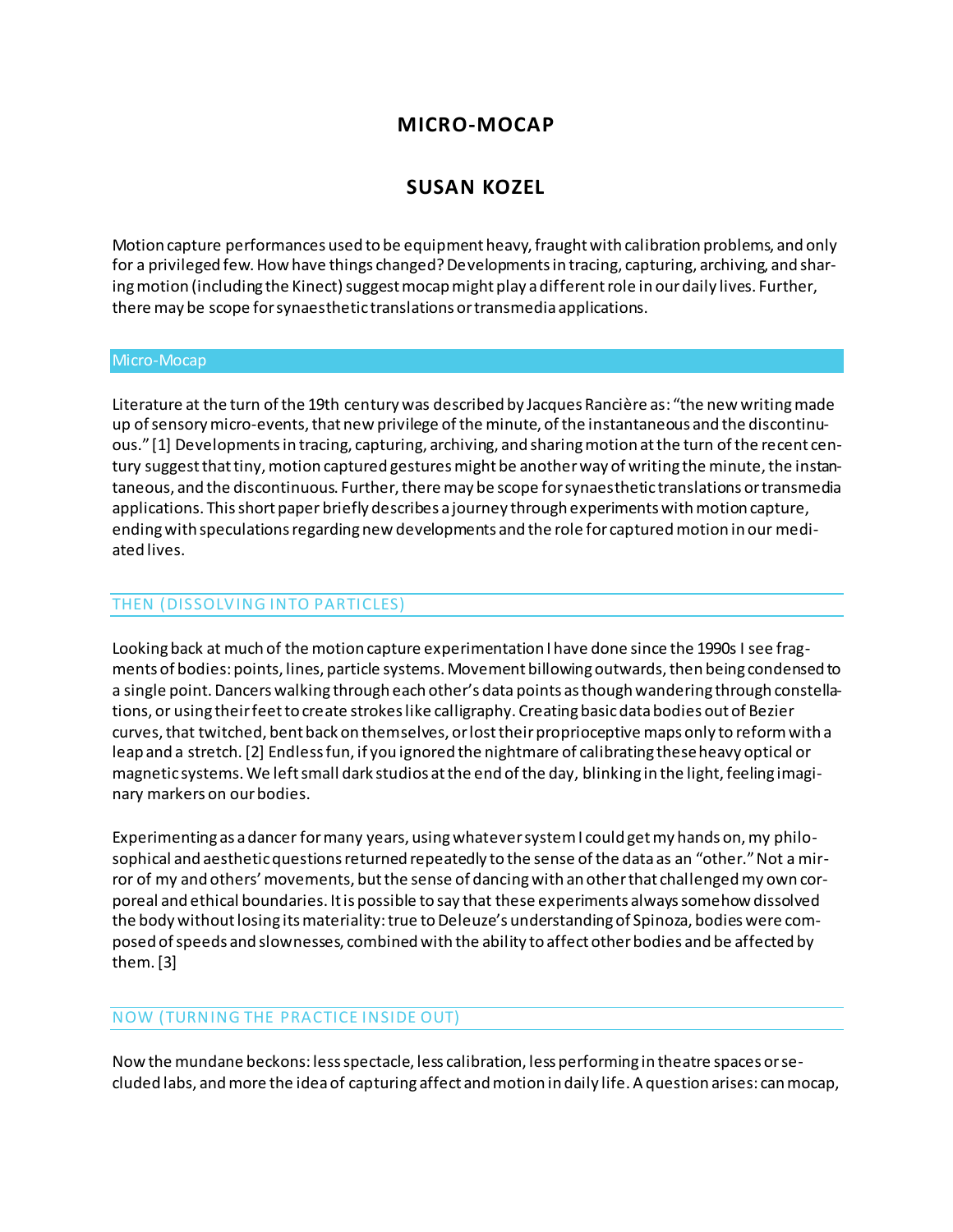# MICRO-MOCAP

## SUSAN KOZEL

Motion capture performances used to be equipment heavy, fraught with calibration problems, and only for a privileged few. How have things changed? Developments in tracing, capturing, archiving, and sharing motion (including the Kinect) suggest mocap might play a different role in our daily lives. Further, there may be scope for synaesthetic translations or transmedia applications.

## Micro-Mocap

Literature at the turn of the 19th century was described by Jacques Rancière as: "the new writing made up of sensory micro-events, that new privilege of the minute, of the instantaneous and the discontinuous." [1] Developments in tracing, capturing, archiving, and sharing motion at the turn of the recent century suggest that tiny, motion captured gestures might be another way of writing the minute, the instantaneous, and the discontinuous. Further, there may be scope for synaesthetic translations or transmedia applications. This short paper briefly describes a journey through experiments with motion capture, ending with speculations regarding new developments and the role for captured motion in our mediated lives.

## THEN (DISSOLVING INTO PARTICLES)

Looking back at much of the motion capture experimentation I have done since the 1990s I see fragments of bodies: points, lines, particle systems. Movement billowing outwards, then being condensed to a single point. Dancers walking through each other's data points as though wandering through constellations, or using their feet to create strokes like calligraphy. Creating basic data bodies out of Bezier curves, that twitched, bent back on themselves, or lost their proprioceptive maps only to reform with a leap and a stretch. [2] Endless fun, if you ignored the nightmare of calibrating these heavy optical or magnetic systems. We left small dark studios at the end of the day, blinking in the light, feeling imaginary markers on our bodies.

Experimenting as a dancer for many years, using whatever system I could get my hands on, my philosophical and aesthetic questions returned repeatedly to the sense of the data as an "other." Not a mirror of my and others' movements, but the sense of dancing with an other that challenged my own corporeal and ethical boundaries. It is possible to say that these experiments always somehow dissolved the body without losing its materiality: true to Deleuze's understanding of Spinoza, bodies were composed of speeds and slownesses, combined with the ability to affect other bodies and be affected by them. [3]

## NOW (TURNING THE PRACTICE INSIDE OUT)

Now the mundane beckons: less spectacle, less calibration, less performing in theatre spaces or secluded labs, and more the idea of capturing affect and motion in daily life. A question arises: can mocap,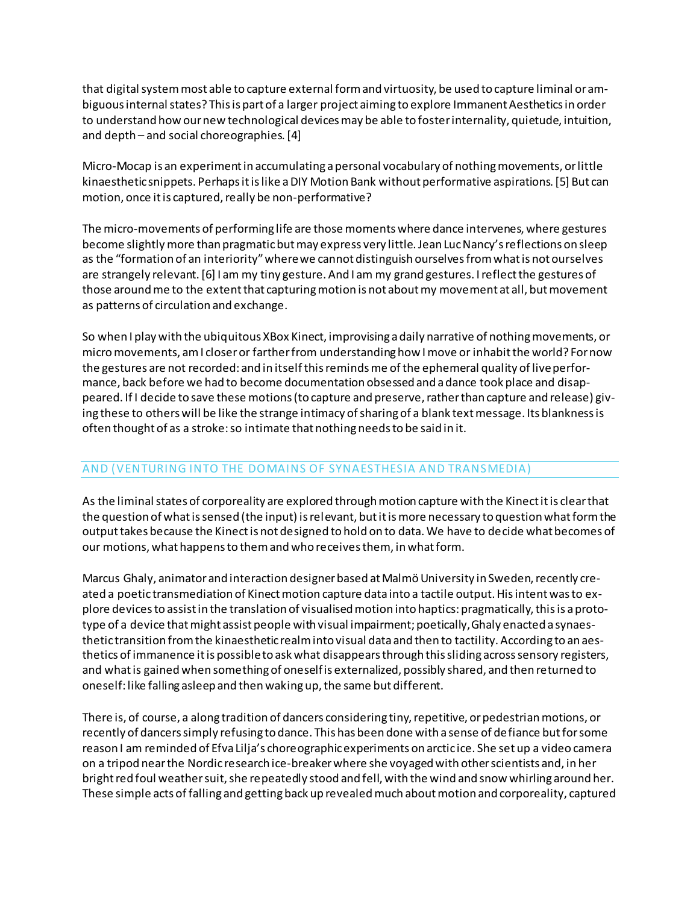that digital system most able to capture external form and virtuosity, be used to capture liminal or ambiguous internal states? This is part of a larger project aiming to explore Immanent Aesthetics in order to understand how our new technological devices may be able to foster internality, quietude, intuition, and depth – and social choreographies. [4]

Micro-Mocap is an experiment in accumulating a personal vocabulary of nothing movements, or little kinaesthetic snippets. Perhaps it is like a DIY Motion Bank without performative aspirations. [5] But can motion, once it is captured, really be non-performative?

The micro-movements of performing life are those moments where dance intervenes, where gestures become slightly more than pragmatic but may express very little. Jean Luc Nancy's reflections on sleep as the "formation of an interiority" where we cannot distinguish ourselves from what is not ourselves are strangely relevant. [6] I am my tiny gesture. And I am my grand gestures. I reflect the gestures of those around me to the extent that capturing motion is not about my movement at all, but movement as patterns of circulation and exchange.

So when I play with the ubiquitous XBox Kinect, improvising a daily narrative of nothing movements, or micro movements, am I closer or farther from understanding how I move or inhabit the world? For now the gestures are not recorded: and in itself this reminds me of the ephemeral quality of live performance, back before we had to become documentation obsessed and a dance took place and disappeared. If I decide to save these motions (to capture and preserve, rather than capture and release) giving these to others will be like the strange intimacy of sharing of a blank text message. Its blankness is often thought of as a stroke: so intimate that nothing needs to be said in it.

## AND (VENTURING INTO THE DOMAINS OF SYNAESTHESIA AND TRANSMEDIA)

As the liminal states of corporeality are explored through motion capture with the Kinect it is clear that the question of what is sensed (the input) is relevant, but it is more necessary to question what form the output takes because the Kinect is not designed to hold on to data. We have to decide what becomes of our motions, what happens to them and who receives them, in what form.

Marcus Ghaly, animator and interaction designer based at Malmö University in Sweden, recently created a poetic transmediation of Kinect motion capture data into a tactile output. His intent was to explore devices to assist in the translation of visualised motion into haptics: pragmatically, this is a prototype of a device that might assist people with visual impairment; poetically, Ghaly enacted a synaesthetic transition from the kinaesthetic realm into visual data and then to tactility. According to an aesthetics of immanence it is possible to ask what disappears through this sliding across sensory registers, and what is gained when something of oneself is externalized, possibly shared, and then returned to oneself: like falling asleep and then waking up, the same but different.

There is, of course, a along tradition of dancers considering tiny, repetitive, or pedestrian motions, or recently of dancers simply refusing to dance. This has been done with a sense of defiance but for some reason I am reminded of Efva Lilja's choreographic experiments on arctic ice. She set up a video camera on a tripod near the Nordic research ice-breaker where she voyaged with other scientists and, in her bright red foul weather suit, she repeatedly stood and fell, with the wind and snow whirling around her. These simple acts of falling and getting back up revealed much about motion and corporeality, captured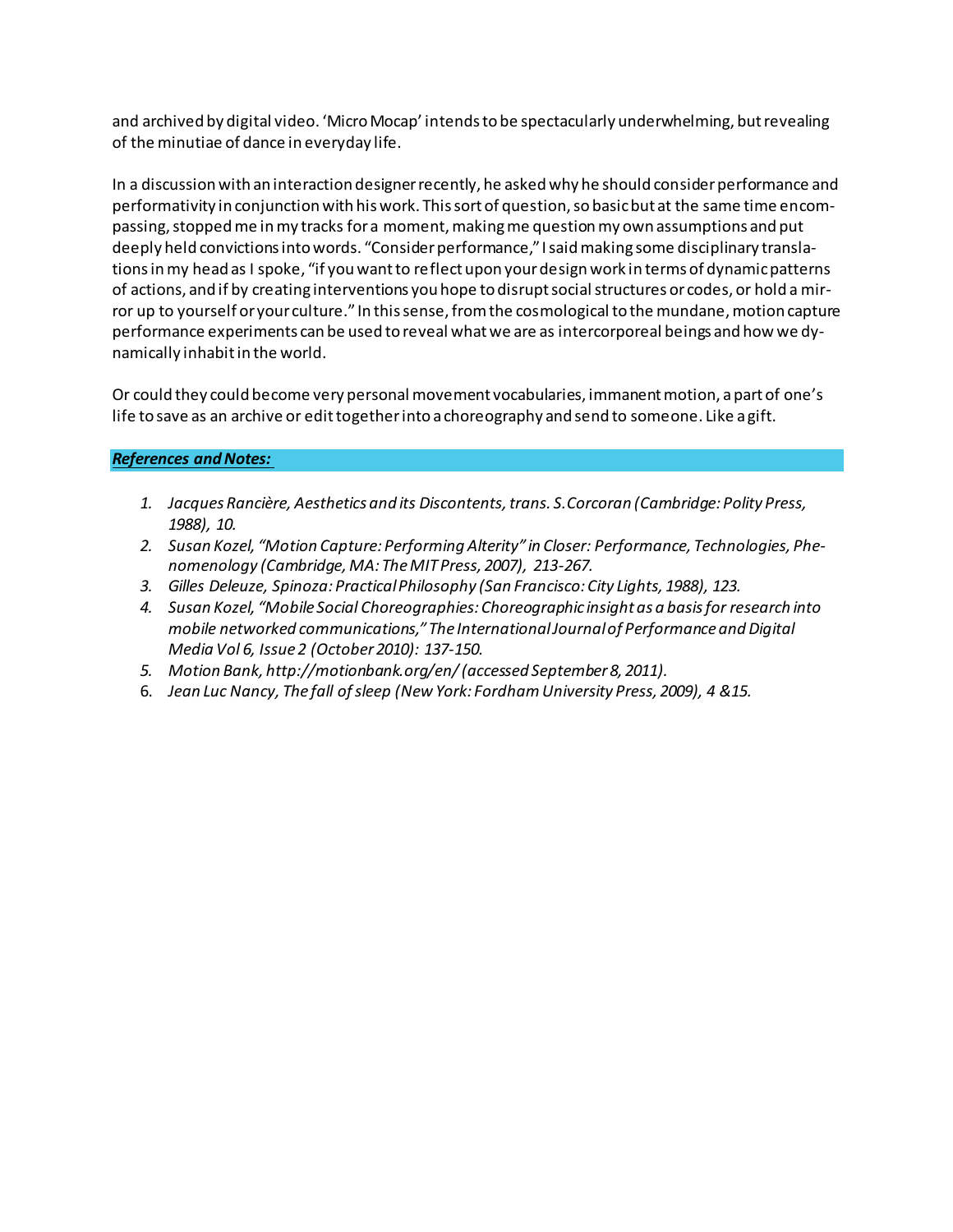and archived by digital video. 'Micro Mocap' intends to be spectacularly underwhelming, but revealing of the minutiae of dance in everyday life.

In a discussion with an interaction designer recently, he asked why he should consider performance and performativity in conjunction with his work. This sort of question, so basic but at the same time encompassing, stopped me in my tracks for a moment, making me question my own assumptions and put deeply held convictions into words. "Consider performance," I said making some disciplinary translations in my head as I spoke, "if you want to reflect upon your design work in terms of dynamic patterns of actions, and if by creating interventions you hope to disrupt social structures or codes, or hold a mirror up to yourself or your culture." In this sense, from the cosmological to the mundane, motion capture performance experiments can be used to reveal what we are as intercorporeal beings and how we dynamically inhabit in the world.

Or could they could become very personal movement vocabularies, immanent motion, a part of one's life to save as an archive or edit together into a choreography and send to someone. Like a gift.

***References and Notes:***

1. *Jacques Rancière, Aesthetics and its Discontents, trans. S. Corcoran (Cambridge: Polity Press, 1988), 10.*
2. *Susan Kozel, "Motion Capture: Performing Alterity" in Closer: Performance, Technologies, Phenomenology (Cambridge, MA: The MIT Press, 2007), 213-267.*
3. *Gilles Deleuze, Spinoza: Practical Philosophy (San Francisco: City Lights, 1988), 123.*
4. *Susan Kozel, "Mobile Social Choreographies: Choreographic insight as a basis for research into mobile networked communications," The International Journal of Performance and Digital Media Vol 6, Issue 2 (October 2010): 137-150.*
5. *Motion Bank, http://motionbank.org/en/ (accessed September 8, 2011).*
6. *Jean Luc Nancy, The fall of sleep (New York: Fordham University Press, 2009), 4 &15.*